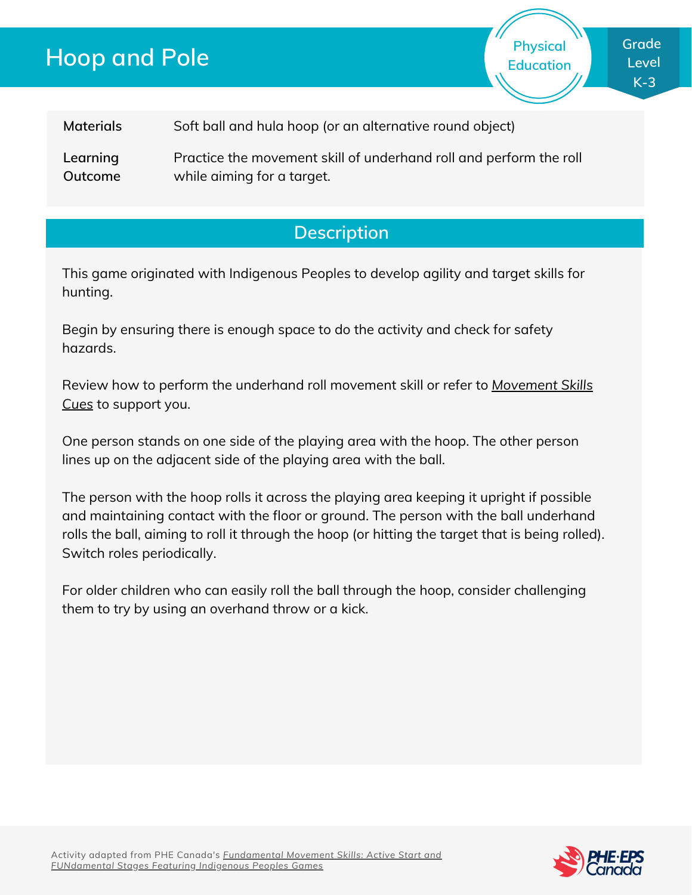# Hoop and Pole

Physical Education

Grade Level K-3

| | |
|---|---|
| **Materials** | Soft ball and hula hoop (or an alternative round object) |
| **Learning Outcome** | Practice the movement skill of underhand roll and perform the roll while aiming for a target. |

## Description

This game originated with Indigenous Peoples to develop agility and target skills for hunting.

Begin by ensuring there is enough space to do the activity and check for safety hazards.

Review how to perform the underhand roll movement skill or refer to *Movement Skills Cues* to support you.

One person stands on one side of the playing area with the hoop. The other person lines up on the adjacent side of the playing area with the ball.

The person with the hoop rolls it across the playing area keeping it upright if possible and maintaining contact with the floor or ground. The person with the ball underhand rolls the ball, aiming to roll it through the hoop (or hitting the target that is being rolled). Switch roles periodically.

For older children who can easily roll the ball through the hoop, consider challenging them to try by using an overhand throw or a kick.

Activity adapted from PHE Canada's *Fundamental Movement Skills: Active Start and FUNdamental Stages Featuring Indigenous Peoples Games*

PHE·EPS Canada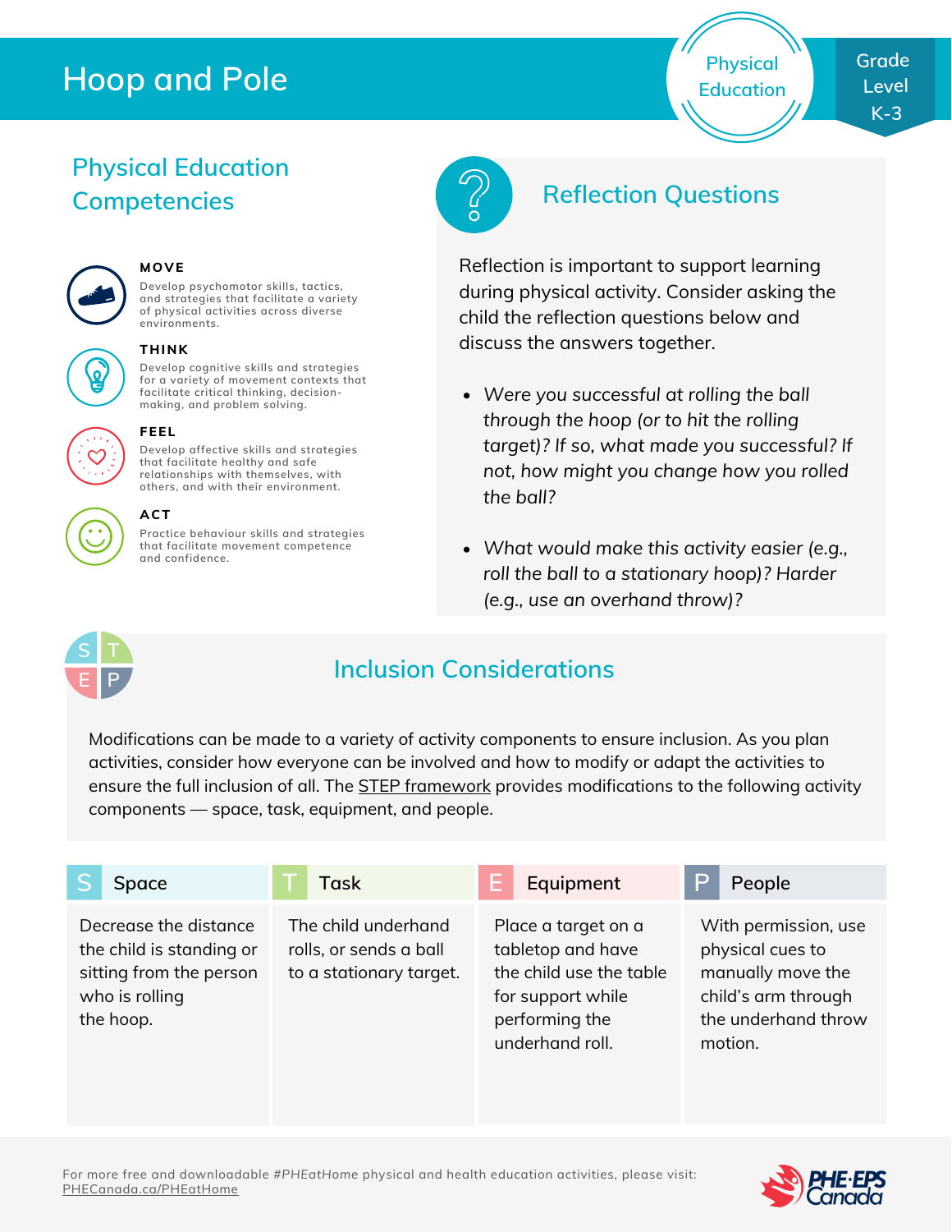# Hoop and Pole

Physical Education

Grade Level K-3

## Physical Education Competencies

**MOVE**

Develop psychomotor skills, tactics, and strategies that facilitate a variety of physical activities across diverse environments.

**THINK**

Develop cognitive skills and strategies for a variety of movement contexts that facilitate critical thinking, decision-making, and problem solving.

**FEEL**

Develop affective skills and strategies that facilitate healthy and safe relationships with themselves, with others, and with their environment.

**ACT**

Practice behaviour skills and strategies that facilitate movement competence and confidence.

## Reflection Questions

Reflection is important to support learning during physical activity. Consider asking the child the reflection questions below and discuss the answers together.

- *Were you successful at rolling the ball through the hoop (or to hit the rolling target)? If so, what made you successful? If not, how might you change how you rolled the ball?*
- *What would make this activity easier (e.g., roll the ball to a stationary hoop)? Harder (e.g., use an overhand throw)?*

## Inclusion Considerations

Modifications can be made to a variety of activity components to ensure inclusion. As you plan activities, consider how everyone can be involved and how to modify or adapt the activities to ensure the full inclusion of all. The STEP framework provides modifications to the following activity components — space, task, equipment, and people.

| S Space | T Task | E Equipment | P People |
|---|---|---|---|
| Decrease the distance the child is standing or sitting from the person who is rolling the hoop. | The child underhand rolls, or sends a ball to a stationary target. | Place a target on a tabletop and have the child use the table for support while performing the underhand roll. | With permission, use physical cues to manually move the child's arm through the underhand throw motion. |

For more free and downloadable #PHEatHome physical and health education activities, please visit: PHECanada.ca/PHEatHome